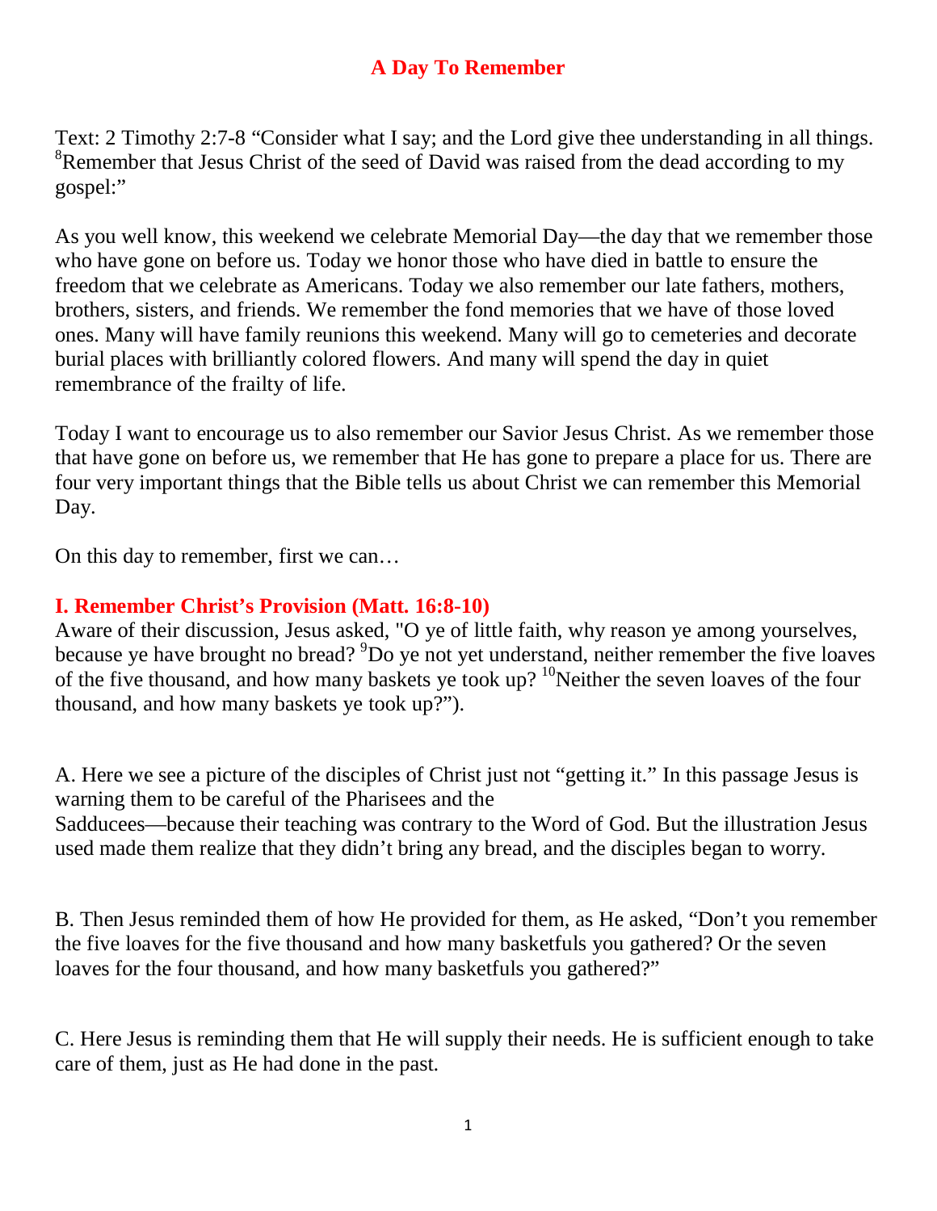# A Day To Remember

Text: 2 Timothy 2:7-8 "Consider what I say; and the Lord give thee understanding in all things. [8]Remember that Jesus Christ of the seed of David was raised from the dead according to my gospel:"

As you well know, this weekend we celebrate Memorial Day—the day that we remember those who have gone on before us. Today we honor those who have died in battle to ensure the freedom that we celebrate as Americans. Today we also remember our late fathers, mothers, brothers, sisters, and friends. We remember the fond memories that we have of those loved ones. Many will have family reunions this weekend. Many will go to cemeteries and decorate burial places with brilliantly colored flowers. And many will spend the day in quiet remembrance of the frailty of life.

Today I want to encourage us to also remember our Savior Jesus Christ. As we remember those that have gone on before us, we remember that He has gone to prepare a place for us. There are four very important things that the Bible tells us about Christ we can remember this Memorial Day.

On this day to remember, first we can…

## I. Remember Christ's Provision (Matt. 16:8-10)

Aware of their discussion, Jesus asked, "O ye of little faith, why reason ye among yourselves, because ye have brought no bread? [9]Do ye not yet understand, neither remember the five loaves of the five thousand, and how many baskets ye took up? [10]Neither the seven loaves of the four thousand, and how many baskets ye took up?").

A. Here we see a picture of the disciples of Christ just not "getting it." In this passage Jesus is warning them to be careful of the Pharisees and the Sadducees—because their teaching was contrary to the Word of God. But the illustration Jesus used made them realize that they didn't bring any bread, and the disciples began to worry.

B. Then Jesus reminded them of how He provided for them, as He asked, "Don't you remember the five loaves for the five thousand and how many basketfuls you gathered? Or the seven loaves for the four thousand, and how many basketfuls you gathered?"

C. Here Jesus is reminding them that He will supply their needs. He is sufficient enough to take care of them, just as He had done in the past.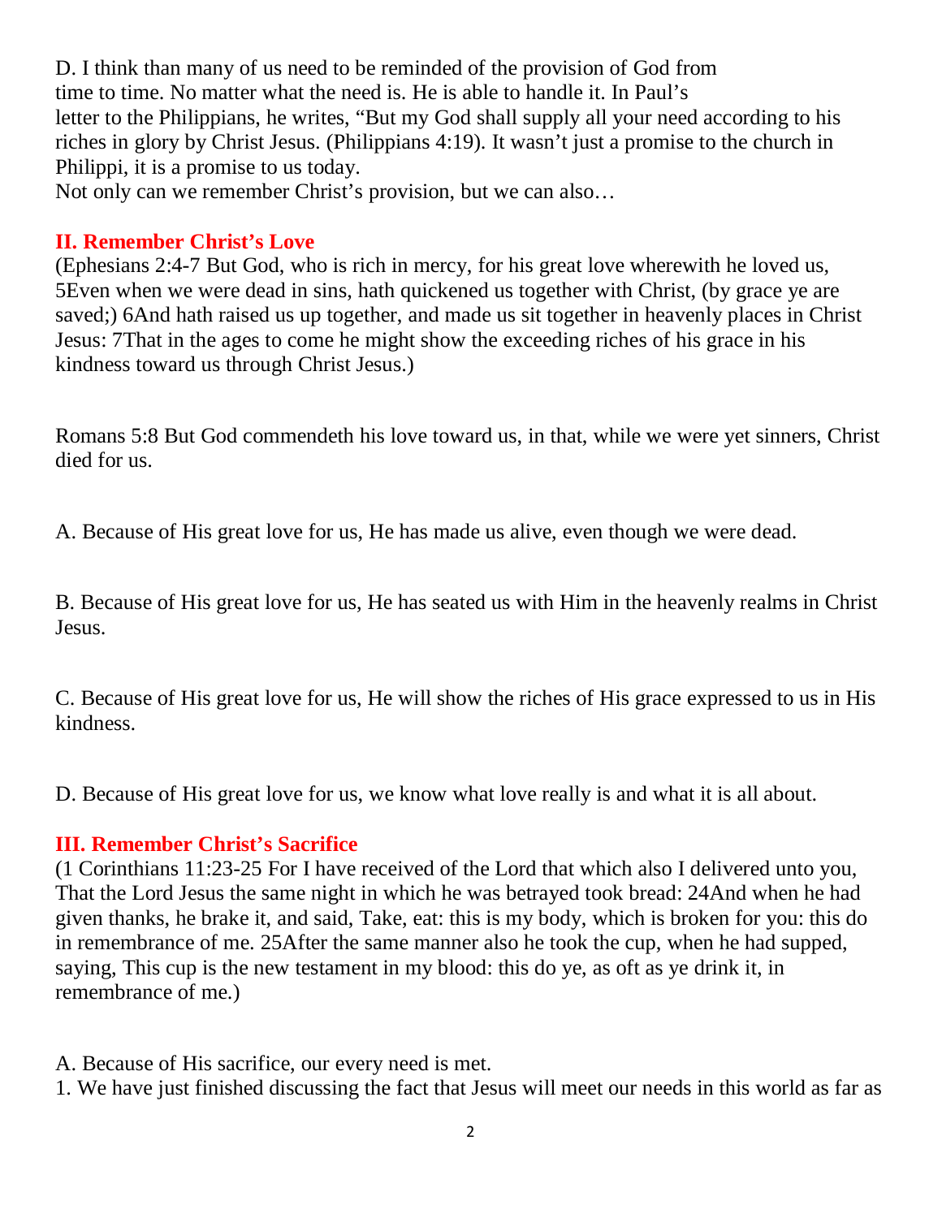D. I think than many of us need to be reminded of the provision of God from time to time. No matter what the need is. He is able to handle it. In Paul's letter to the Philippians, he writes, "But my God shall supply all your need according to his riches in glory by Christ Jesus. (Philippians 4:19). It wasn't just a promise to the church in Philippi, it is a promise to us today.

Not only can we remember Christ's provision, but we can also…

## II. Remember Christ's Love

(Ephesians 2:4-7 But God, who is rich in mercy, for his great love wherewith he loved us, 5Even when we were dead in sins, hath quickened us together with Christ, (by grace ye are saved;) 6And hath raised us up together, and made us sit together in heavenly places in Christ Jesus: 7That in the ages to come he might show the exceeding riches of his grace in his kindness toward us through Christ Jesus.)

Romans 5:8 But God commendeth his love toward us, in that, while we were yet sinners, Christ died for us.

A. Because of His great love for us, He has made us alive, even though we were dead.

B. Because of His great love for us, He has seated us with Him in the heavenly realms in Christ Jesus.

C. Because of His great love for us, He will show the riches of His grace expressed to us in His kindness.

D. Because of His great love for us, we know what love really is and what it is all about.

## III. Remember Christ's Sacrifice

(1 Corinthians 11:23-25 For I have received of the Lord that which also I delivered unto you, That the Lord Jesus the same night in which he was betrayed took bread: 24And when he had given thanks, he brake it, and said, Take, eat: this is my body, which is broken for you: this do in remembrance of me. 25After the same manner also he took the cup, when he had supped, saying, This cup is the new testament in my blood: this do ye, as oft as ye drink it, in remembrance of me.)

A. Because of His sacrifice, our every need is met.

1. We have just finished discussing the fact that Jesus will meet our needs in this world as far as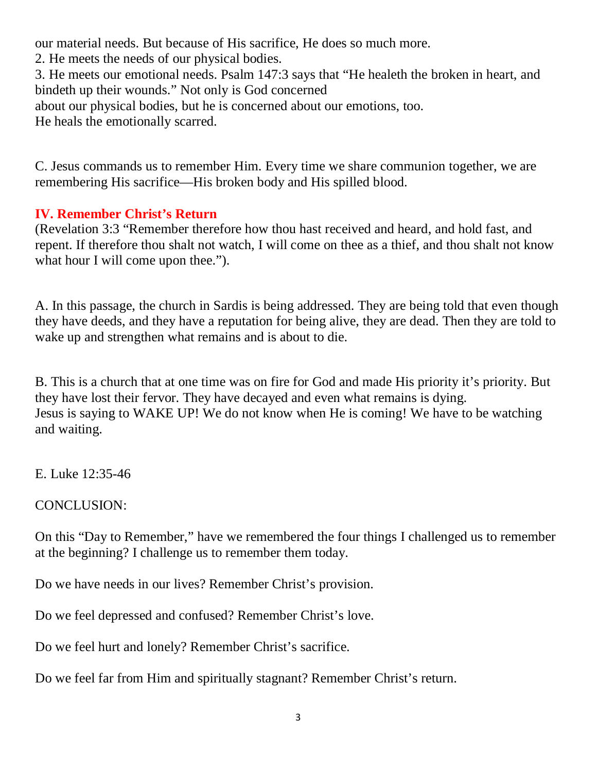our material needs. But because of His sacrifice, He does so much more.
2. He meets the needs of our physical bodies.
3. He meets our emotional needs. Psalm 147:3 says that "He healeth the broken in heart, and bindeth up their wounds." Not only is God concerned
about our physical bodies, but he is concerned about our emotions, too.
He heals the emotionally scarred.

C. Jesus commands us to remember Him. Every time we share communion together, we are remembering His sacrifice—His broken body and His spilled blood.

### IV. Remember Christ's Return

(Revelation 3:3 "Remember therefore how thou hast received and heard, and hold fast, and repent. If therefore thou shalt not watch, I will come on thee as a thief, and thou shalt not know what hour I will come upon thee.").

A. In this passage, the church in Sardis is being addressed. They are being told that even though they have deeds, and they have a reputation for being alive, they are dead. Then they are told to wake up and strengthen what remains and is about to die.

B. This is a church that at one time was on fire for God and made His priority it's priority. But they have lost their fervor. They have decayed and even what remains is dying.
Jesus is saying to WAKE UP! We do not know when He is coming! We have to be watching and waiting.

E. Luke 12:35-46

CONCLUSION:

On this "Day to Remember," have we remembered the four things I challenged us to remember at the beginning? I challenge us to remember them today.

Do we have needs in our lives? Remember Christ's provision.

Do we feel depressed and confused? Remember Christ's love.

Do we feel hurt and lonely? Remember Christ's sacrifice.

Do we feel far from Him and spiritually stagnant? Remember Christ's return.